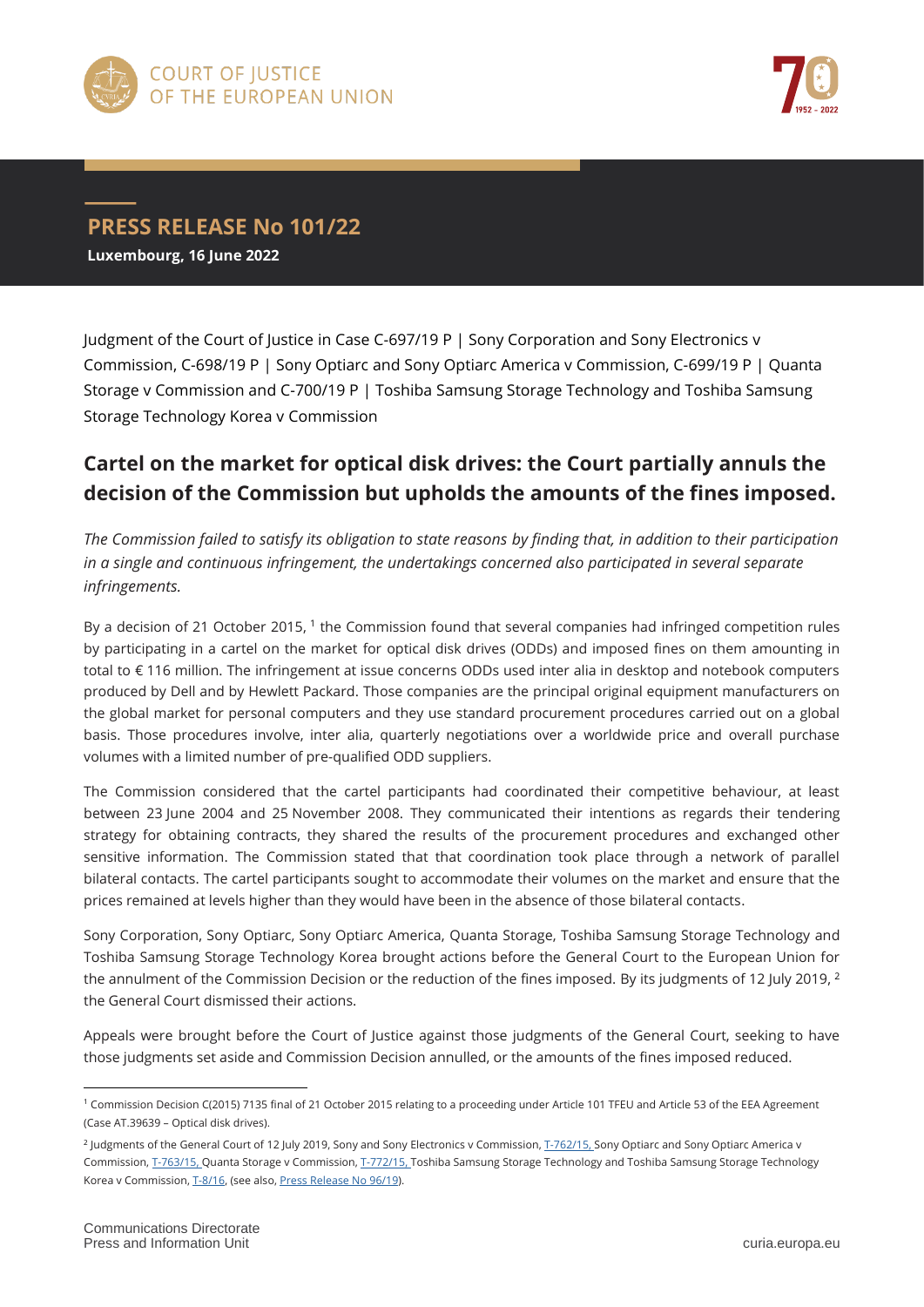COURT OF JUSTICE OF THE EUROPEAN UNION

## PRESS RELEASE No 101/22

**Luxembourg, 16 June 2022**

Judgment of the Court of Justice in Case C-697/19 P | Sony Corporation and Sony Electronics v Commission, C-698/19 P | Sony Optiarc and Sony Optiarc America v Commission, C-699/19 P | Quanta Storage v Commission and C-700/19 P | Toshiba Samsung Storage Technology and Toshiba Samsung Storage Technology Korea v Commission

# Cartel on the market for optical disk drives: the Court partially annuls the decision of the Commission but upholds the amounts of the fines imposed.

*The Commission failed to satisfy its obligation to state reasons by finding that, in addition to their participation in a single and continuous infringement, the undertakings concerned also participated in several separate infringements.*

By a decision of 21 October 2015, [1] the Commission found that several companies had infringed competition rules by participating in a cartel on the market for optical disk drives (ODDs) and imposed fines on them amounting in total to € 116 million. The infringement at issue concerns ODDs used inter alia in desktop and notebook computers produced by Dell and by Hewlett Packard. Those companies are the principal original equipment manufacturers on the global market for personal computers and they use standard procurement procedures carried out on a global basis. Those procedures involve, inter alia, quarterly negotiations over a worldwide price and overall purchase volumes with a limited number of pre-qualified ODD suppliers.

The Commission considered that the cartel participants had coordinated their competitive behaviour, at least between 23 June 2004 and 25 November 2008. They communicated their intentions as regards their tendering strategy for obtaining contracts, they shared the results of the procurement procedures and exchanged other sensitive information. The Commission stated that that coordination took place through a network of parallel bilateral contacts. The cartel participants sought to accommodate their volumes on the market and ensure that the prices remained at levels higher than they would have been in the absence of those bilateral contacts.

Sony Corporation, Sony Optiarc, Sony Optiarc America, Quanta Storage, Toshiba Samsung Storage Technology and Toshiba Samsung Storage Technology Korea brought actions before the General Court to the European Union for the annulment of the Commission Decision or the reduction of the fines imposed. By its judgments of 12 July 2019, [2] the General Court dismissed their actions.

Appeals were brought before the Court of Justice against those judgments of the General Court, seeking to have those judgments set aside and Commission Decision annulled, or the amounts of the fines imposed reduced.

---

[1] Commission Decision C(2015) 7135 final of 21 October 2015 relating to a proceeding under Article 101 TFEU and Article 53 of the EEA Agreement (Case AT.39639 – Optical disk drives).

[2] Judgments of the General Court of 12 July 2019, Sony and Sony Electronics v Commission, T-762/15, Sony Optiarc and Sony Optiarc America v Commission, T-763/15, Quanta Storage v Commission, T-772/15, Toshiba Samsung Storage Technology and Toshiba Samsung Storage Technology Korea v Commission, T-8/16, (see also, Press Release No 96/19).

Communications Directorate
Press and Information Unit

curia.europa.eu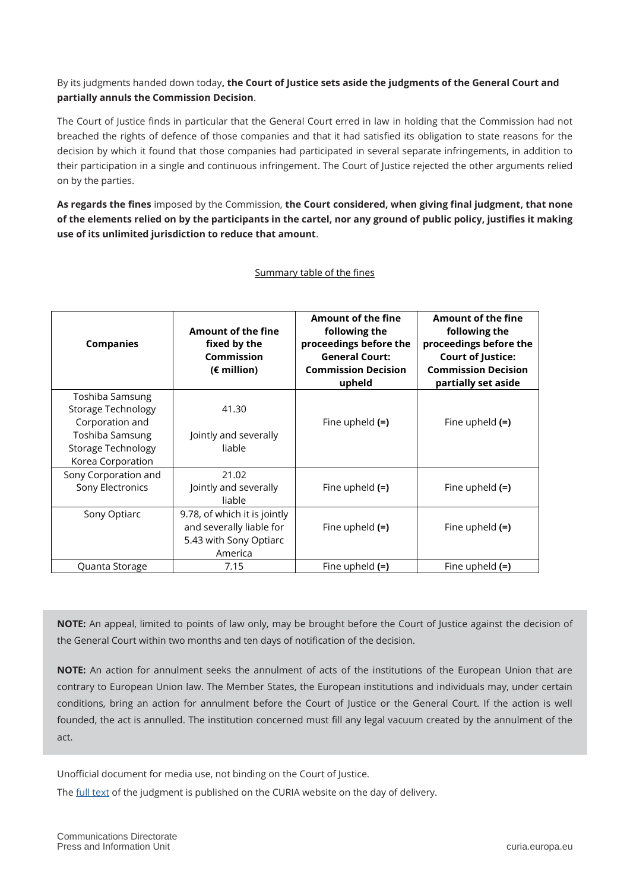By its judgments handed down today**, the Court of Justice sets aside the judgments of the General Court and partially annuls the Commission Decision**.

The Court of Justice finds in particular that the General Court erred in law in holding that the Commission had not breached the rights of defence of those companies and that it had satisfied its obligation to state reasons for the decision by which it found that those companies had participated in several separate infringements, in addition to their participation in a single and continuous infringement. The Court of Justice rejected the other arguments relied on by the parties.

**As regards the fines** imposed by the Commission, **the Court considered, when giving final judgment, that none of the elements relied on by the participants in the cartel, nor any ground of public policy, justifies it making use of its unlimited jurisdiction to reduce that amount**.

Summary table of the fines

| Companies | Amount of the fine fixed by the Commission (€ million) | Amount of the fine following the proceedings before the General Court: Commission Decision upheld | Amount of the fine following the proceedings before the Court of Justice: Commission Decision partially set aside |
|---|---|---|---|
| Toshiba Samsung Storage Technology Corporation and Toshiba Samsung Storage Technology Korea Corporation | 41.30<br><br>Jointly and severally liable | Fine upheld **(=)** | Fine upheld **(=)** |
| Sony Corporation and Sony Electronics | 21.02<br>Jointly and severally liable | Fine upheld **(=)** | Fine upheld **(=)** |
| Sony Optiarc | 9.78, of which it is jointly and severally liable for 5.43 with Sony Optiarc America | Fine upheld **(=)** | Fine upheld **(=)** |
| Quanta Storage | 7.15 | Fine upheld **(=)** | Fine upheld **(=)** |

**NOTE:** An appeal, limited to points of law only, may be brought before the Court of Justice against the decision of the General Court within two months and ten days of notification of the decision.

**NOTE:** An action for annulment seeks the annulment of acts of the institutions of the European Union that are contrary to European Union law. The Member States, the European institutions and individuals may, under certain conditions, bring an action for annulment before the Court of Justice or the General Court. If the action is well founded, the act is annulled. The institution concerned must fill any legal vacuum created by the annulment of the act.

Unofficial document for media use, not binding on the Court of Justice.

The full text of the judgment is published on the CURIA website on the day of delivery.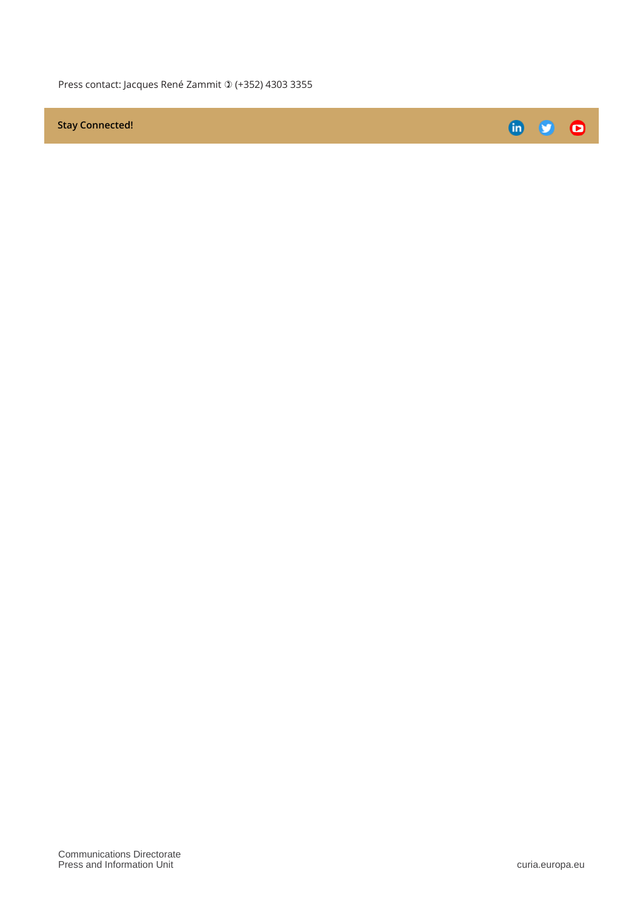Press contact: Jacques René Zammit ✆ (+352) 4303 3355

**Stay Connected!**